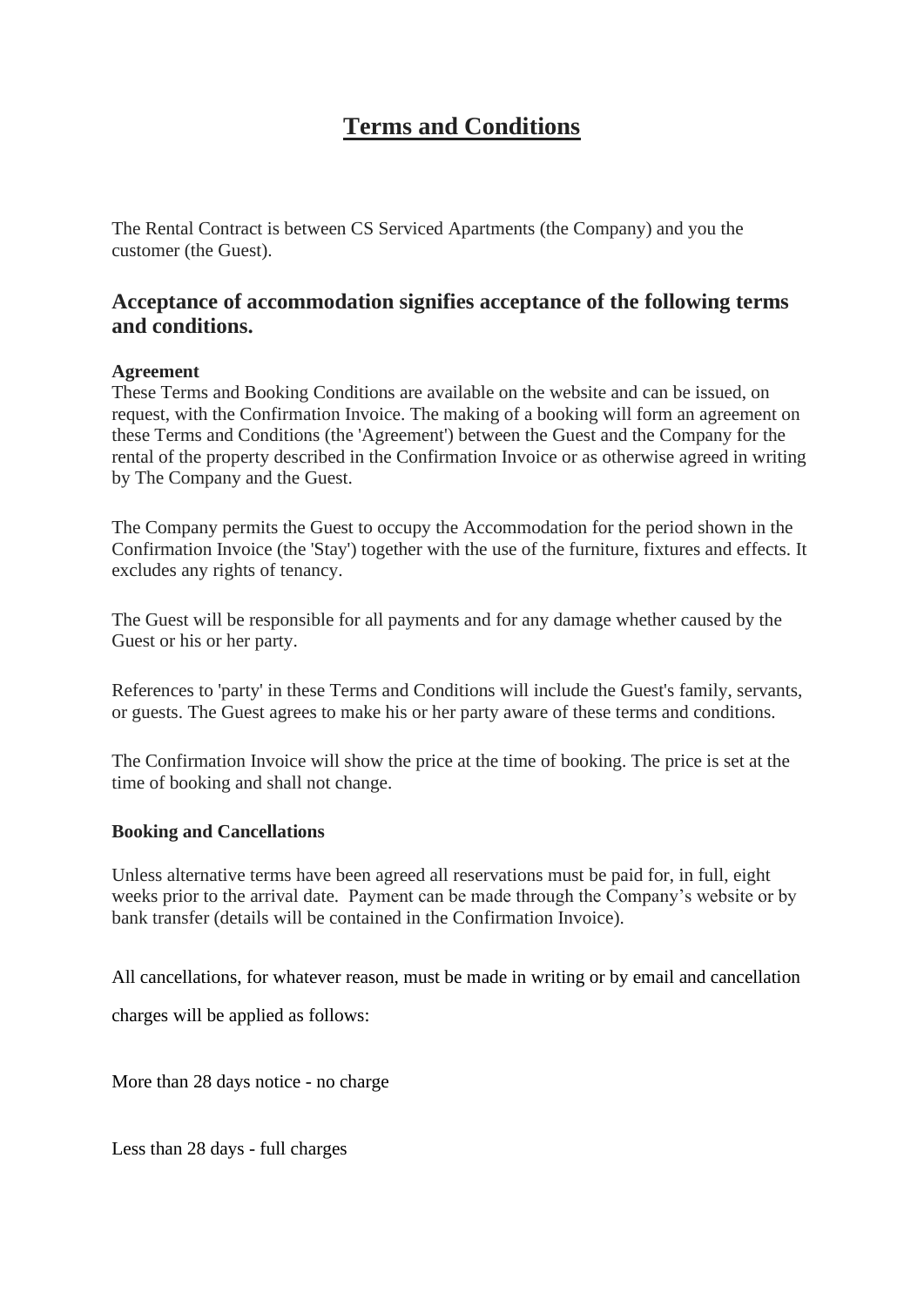# Terms and Conditions

The Rental Contract is between CS Serviced Apartments (the Company) and you the customer (the Guest).

## Acceptance of accommodation signifies acceptance of the following terms and conditions.

**Agreement**

These Terms and Booking Conditions are available on the website and can be issued, on request, with the Confirmation Invoice. The making of a booking will form an agreement on these Terms and Conditions (the 'Agreement') between the Guest and the Company for the rental of the property described in the Confirmation Invoice or as otherwise agreed in writing by The Company and the Guest.

The Company permits the Guest to occupy the Accommodation for the period shown in the Confirmation Invoice (the 'Stay') together with the use of the furniture, fixtures and effects. It excludes any rights of tenancy.

The Guest will be responsible for all payments and for any damage whether caused by the Guest or his or her party.

References to 'party' in these Terms and Conditions will include the Guest's family, servants, or guests. The Guest agrees to make his or her party aware of these terms and conditions.

The Confirmation Invoice will show the price at the time of booking. The price is set at the time of booking and shall not change.

**Booking and Cancellations**

Unless alternative terms have been agreed all reservations must be paid for, in full, eight weeks prior to the arrival date. Payment can be made through the Company's website or by bank transfer (details will be contained in the Confirmation Invoice).

All cancellations, for whatever reason, must be made in writing or by email and cancellation charges will be applied as follows:

More than 28 days notice - no charge

Less than 28 days - full charges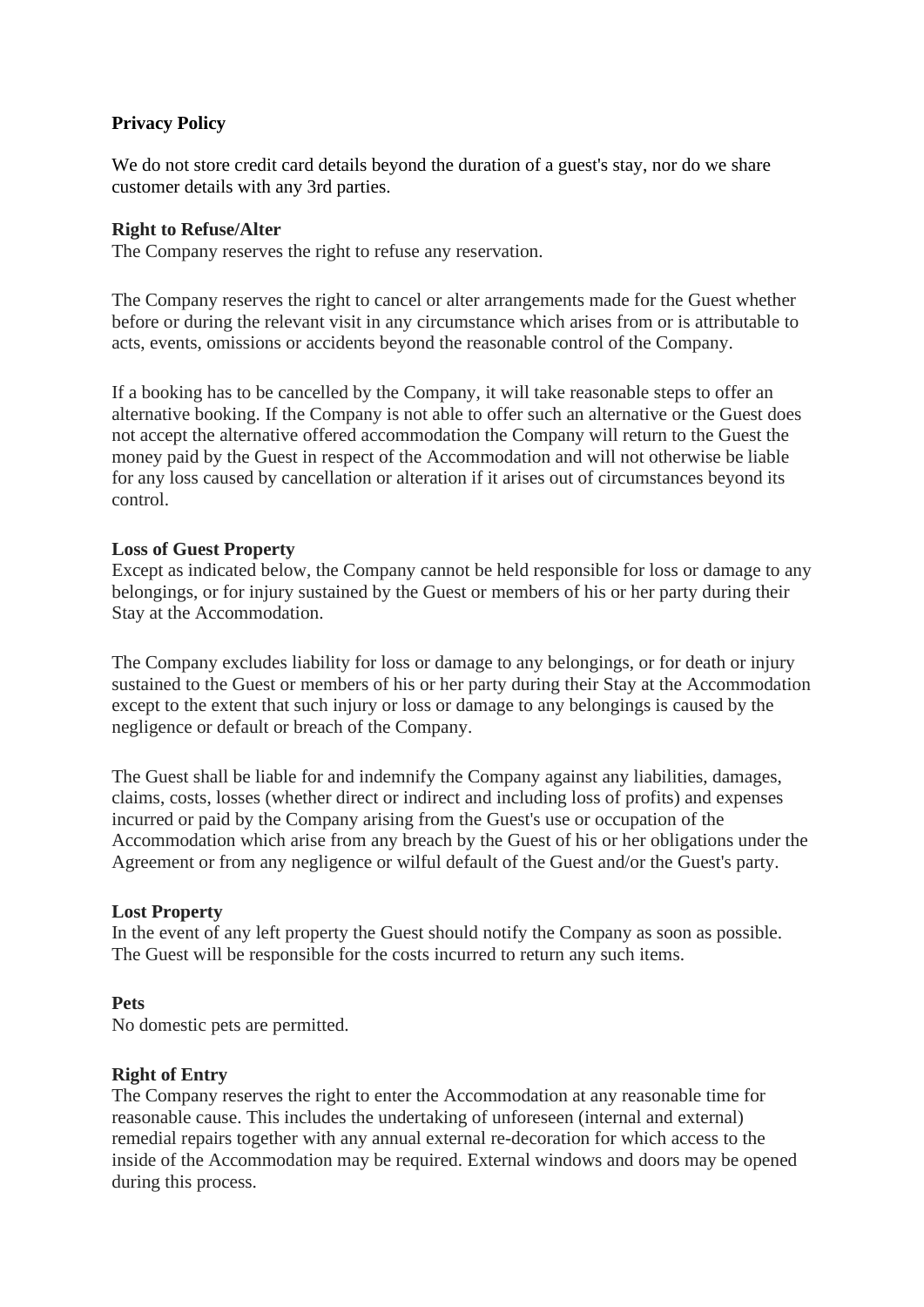**Privacy Policy**

We do not store credit card details beyond the duration of a guest's stay, nor do we share customer details with any 3rd parties.

**Right to Refuse/Alter**

The Company reserves the right to refuse any reservation.

The Company reserves the right to cancel or alter arrangements made for the Guest whether before or during the relevant visit in any circumstance which arises from or is attributable to acts, events, omissions or accidents beyond the reasonable control of the Company.

If a booking has to be cancelled by the Company, it will take reasonable steps to offer an alternative booking. If the Company is not able to offer such an alternative or the Guest does not accept the alternative offered accommodation the Company will return to the Guest the money paid by the Guest in respect of the Accommodation and will not otherwise be liable for any loss caused by cancellation or alteration if it arises out of circumstances beyond its control.

**Loss of Guest Property**

Except as indicated below, the Company cannot be held responsible for loss or damage to any belongings, or for injury sustained by the Guest or members of his or her party during their Stay at the Accommodation.

The Company excludes liability for loss or damage to any belongings, or for death or injury sustained to the Guest or members of his or her party during their Stay at the Accommodation except to the extent that such injury or loss or damage to any belongings is caused by the negligence or default or breach of the Company.

The Guest shall be liable for and indemnify the Company against any liabilities, damages, claims, costs, losses (whether direct or indirect and including loss of profits) and expenses incurred or paid by the Company arising from the Guest's use or occupation of the Accommodation which arise from any breach by the Guest of his or her obligations under the Agreement or from any negligence or wilful default of the Guest and/or the Guest's party.

**Lost Property**

In the event of any left property the Guest should notify the Company as soon as possible. The Guest will be responsible for the costs incurred to return any such items.

**Pets**

No domestic pets are permitted.

**Right of Entry**

The Company reserves the right to enter the Accommodation at any reasonable time for reasonable cause. This includes the undertaking of unforeseen (internal and external) remedial repairs together with any annual external re-decoration for which access to the inside of the Accommodation may be required. External windows and doors may be opened during this process.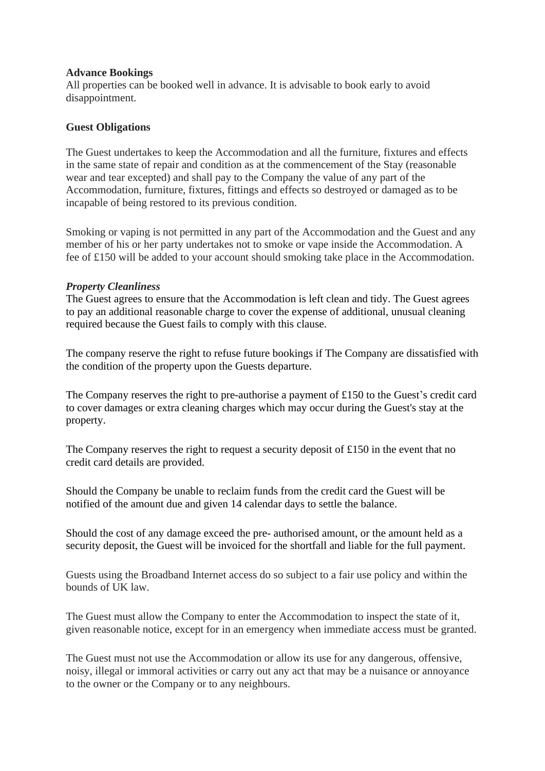**Advance Bookings**

All properties can be booked well in advance. It is advisable to book early to avoid disappointment.

**Guest Obligations**

The Guest undertakes to keep the Accommodation and all the furniture, fixtures and effects in the same state of repair and condition as at the commencement of the Stay (reasonable wear and tear excepted) and shall pay to the Company the value of any part of the Accommodation, furniture, fixtures, fittings and effects so destroyed or damaged as to be incapable of being restored to its previous condition.

Smoking or vaping is not permitted in any part of the Accommodation and the Guest and any member of his or her party undertakes not to smoke or vape inside the Accommodation. A fee of £150 will be added to your account should smoking take place in the Accommodation.

***Property Cleanliness***

The Guest agrees to ensure that the Accommodation is left clean and tidy. The Guest agrees to pay an additional reasonable charge to cover the expense of additional, unusual cleaning required because the Guest fails to comply with this clause.

The company reserve the right to refuse future bookings if The Company are dissatisfied with the condition of the property upon the Guests departure.

The Company reserves the right to pre-authorise a payment of £150 to the Guest's credit card to cover damages or extra cleaning charges which may occur during the Guest's stay at the property.

The Company reserves the right to request a security deposit of £150 in the event that no credit card details are provided.

Should the Company be unable to reclaim funds from the credit card the Guest will be notified of the amount due and given 14 calendar days to settle the balance.

Should the cost of any damage exceed the pre- authorised amount, or the amount held as a security deposit, the Guest will be invoiced for the shortfall and liable for the full payment.

Guests using the Broadband Internet access do so subject to a fair use policy and within the bounds of UK law.

The Guest must allow the Company to enter the Accommodation to inspect the state of it, given reasonable notice, except for in an emergency when immediate access must be granted.

The Guest must not use the Accommodation or allow its use for any dangerous, offensive, noisy, illegal or immoral activities or carry out any act that may be a nuisance or annoyance to the owner or the Company or to any neighbours.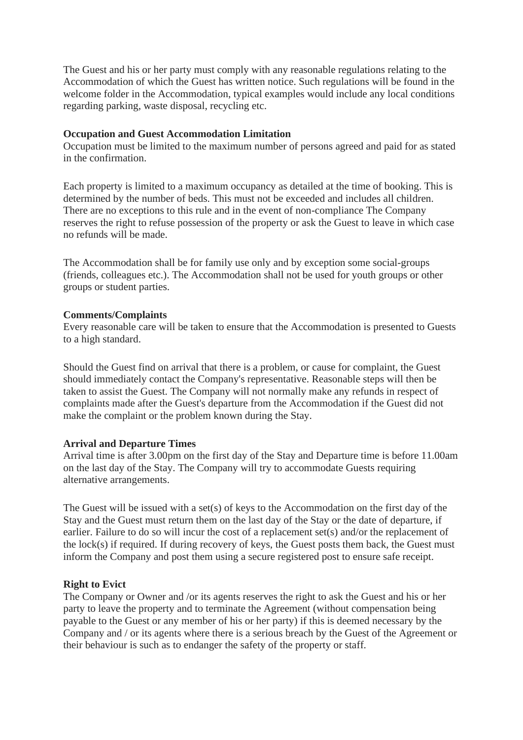The Guest and his or her party must comply with any reasonable regulations relating to the Accommodation of which the Guest has written notice. Such regulations will be found in the welcome folder in the Accommodation, typical examples would include any local conditions regarding parking, waste disposal, recycling etc.

**Occupation and Guest Accommodation Limitation**
Occupation must be limited to the maximum number of persons agreed and paid for as stated in the confirmation.

Each property is limited to a maximum occupancy as detailed at the time of booking. This is determined by the number of beds. This must not be exceeded and includes all children. There are no exceptions to this rule and in the event of non-compliance The Company reserves the right to refuse possession of the property or ask the Guest to leave in which case no refunds will be made.

The Accommodation shall be for family use only and by exception some social-groups (friends, colleagues etc.). The Accommodation shall not be used for youth groups or other groups or student parties.

**Comments/Complaints**
Every reasonable care will be taken to ensure that the Accommodation is presented to Guests to a high standard.

Should the Guest find on arrival that there is a problem, or cause for complaint, the Guest should immediately contact the Company's representative. Reasonable steps will then be taken to assist the Guest. The Company will not normally make any refunds in respect of complaints made after the Guest's departure from the Accommodation if the Guest did not make the complaint or the problem known during the Stay.

**Arrival and Departure Times**
Arrival time is after 3.00pm on the first day of the Stay and Departure time is before 11.00am on the last day of the Stay. The Company will try to accommodate Guests requiring alternative arrangements.

The Guest will be issued with a set(s) of keys to the Accommodation on the first day of the Stay and the Guest must return them on the last day of the Stay or the date of departure, if earlier. Failure to do so will incur the cost of a replacement set(s) and/or the replacement of the lock(s) if required. If during recovery of keys, the Guest posts them back, the Guest must inform the Company and post them using a secure registered post to ensure safe receipt.

**Right to Evict**
The Company or Owner and /or its agents reserves the right to ask the Guest and his or her party to leave the property and to terminate the Agreement (without compensation being payable to the Guest or any member of his or her party) if this is deemed necessary by the Company and / or its agents where there is a serious breach by the Guest of the Agreement or their behaviour is such as to endanger the safety of the property or staff.